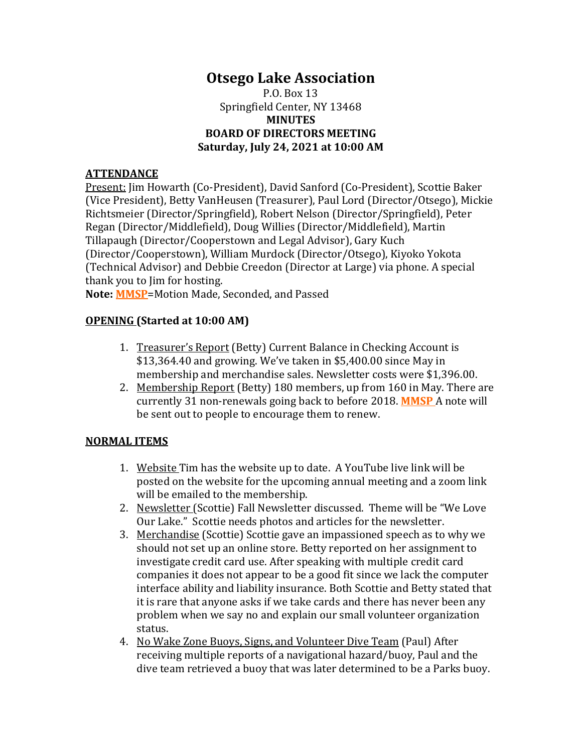# Otsego Lake Association

P.O. Box 13
Springfield Center, NY 13468

**MINUTES**
**BOARD OF DIRECTORS MEETING**
**Saturday, July 24, 2021 at 10:00 AM**

## ATTENDANCE

Present: Jim Howarth (Co-President), David Sanford (Co-President), Scottie Baker (Vice President), Betty VanHeusen (Treasurer), Paul Lord (Director/Otsego), Mickie Richtsmeier (Director/Springfield), Robert Nelson (Director/Springfield), Peter Regan (Director/Middlefield), Doug Willies (Director/Middlefield), Martin Tillapaugh (Director/Cooperstown and Legal Advisor), Gary Kuch (Director/Cooperstown), William Murdock (Director/Otsego), Kiyoko Yokota (Technical Advisor) and Debbie Creedon (Director at Large) via phone. A special thank you to Jim for hosting.

**Note: MMSP**=Motion Made, Seconded, and Passed

## OPENING (Started at 10:00 AM)

1. Treasurer's Report (Betty) Current Balance in Checking Account is $13,364.40 and growing. We've taken in $5,400.00 since May in membership and merchandise sales. Newsletter costs were $1,396.00.
2. Membership Report (Betty) 180 members, up from 160 in May. There are currently 31 non-renewals going back to before 2018. **MMSP** A note will be sent out to people to encourage them to renew.

## NORMAL ITEMS

1. Website Tim has the website up to date. A YouTube live link will be posted on the website for the upcoming annual meeting and a zoom link will be emailed to the membership.
2. Newsletter (Scottie) Fall Newsletter discussed. Theme will be "We Love Our Lake." Scottie needs photos and articles for the newsletter.
3. Merchandise (Scottie) Scottie gave an impassioned speech as to why we should not set up an online store. Betty reported on her assignment to investigate credit card use. After speaking with multiple credit card companies it does not appear to be a good fit since we lack the computer interface ability and liability insurance. Both Scottie and Betty stated that it is rare that anyone asks if we take cards and there has never been any problem when we say no and explain our small volunteer organization status.
4. No Wake Zone Buoys, Signs, and Volunteer Dive Team (Paul) After receiving multiple reports of a navigational hazard/buoy, Paul and the dive team retrieved a buoy that was later determined to be a Parks buoy.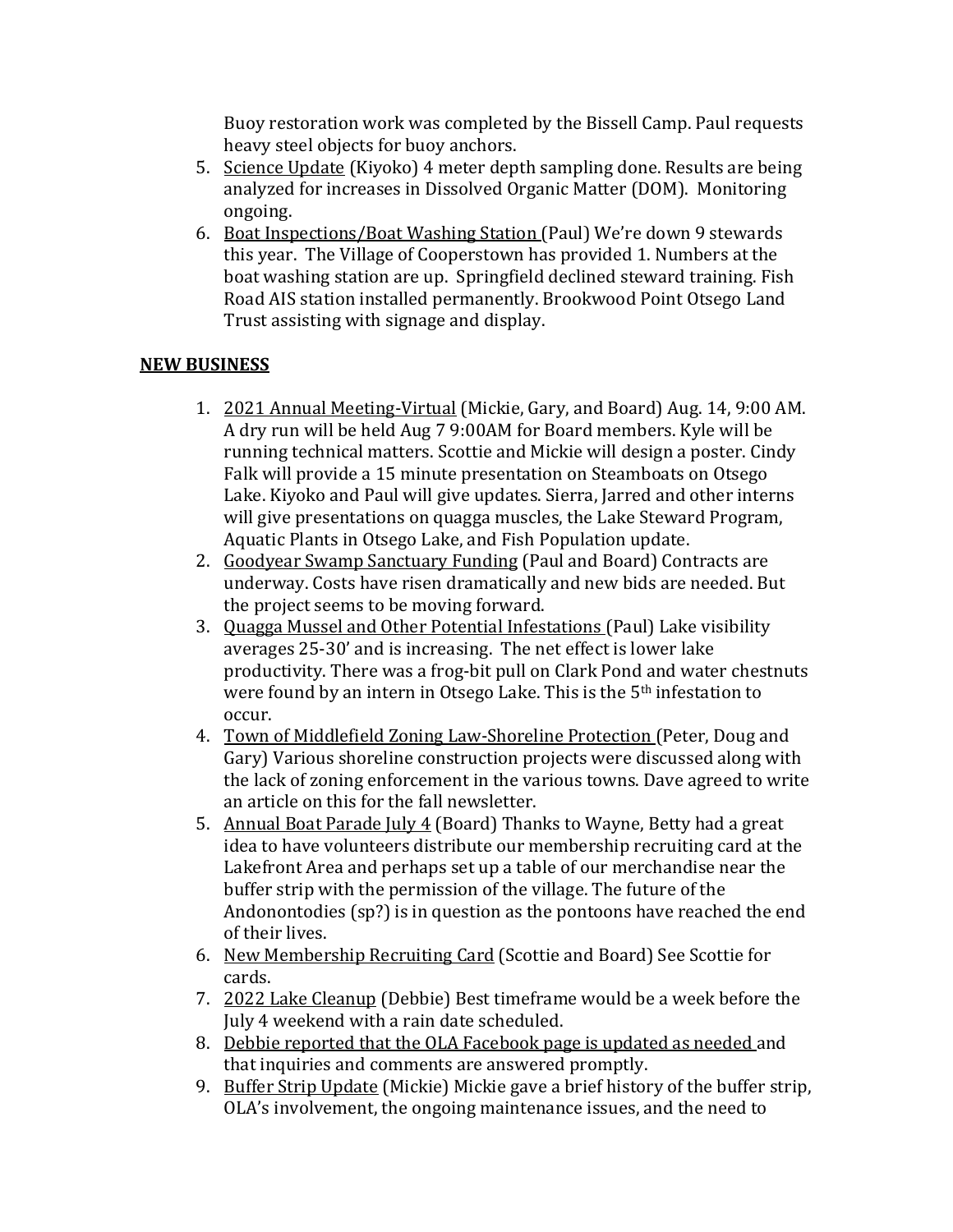Buoy restoration work was completed by the Bissell Camp. Paul requests heavy steel objects for buoy anchors.

5. <u>Science Update</u> (Kiyoko) 4 meter depth sampling done. Results are being analyzed for increases in Dissolved Organic Matter (DOM). Monitoring ongoing.
6. <u>Boat Inspections/Boat Washing Station</u> (Paul) We're down 9 stewards this year. The Village of Cooperstown has provided 1. Numbers at the boat washing station are up. Springfield declined steward training. Fish Road AIS station installed permanently. Brookwood Point Otsego Land Trust assisting with signage and display.

**<u>NEW BUSINESS</u>**

1. <u>2021 Annual Meeting-Virtual</u> (Mickie, Gary, and Board) Aug. 14, 9:00 AM. A dry run will be held Aug 7 9:00AM for Board members. Kyle will be running technical matters. Scottie and Mickie will design a poster. Cindy Falk will provide a 15 minute presentation on Steamboats on Otsego Lake. Kiyoko and Paul will give updates. Sierra, Jarred and other interns will give presentations on quagga muscles, the Lake Steward Program, Aquatic Plants in Otsego Lake, and Fish Population update.
2. <u>Goodyear Swamp Sanctuary Funding</u> (Paul and Board) Contracts are underway. Costs have risen dramatically and new bids are needed. But the project seems to be moving forward.
3. <u>Quagga Mussel and Other Potential Infestations</u> (Paul) Lake visibility averages 25-30' and is increasing. The net effect is lower lake productivity. There was a frog-bit pull on Clark Pond and water chestnuts were found by an intern in Otsego Lake. This is the 5th infestation to occur.
4. <u>Town of Middlefield Zoning Law-Shoreline Protection</u> (Peter, Doug and Gary) Various shoreline construction projects were discussed along with the lack of zoning enforcement in the various towns. Dave agreed to write an article on this for the fall newsletter.
5. <u>Annual Boat Parade July 4</u> (Board) Thanks to Wayne, Betty had a great idea to have volunteers distribute our membership recruiting card at the Lakefront Area and perhaps set up a table of our merchandise near the buffer strip with the permission of the village. The future of the Andonontodies (sp?) is in question as the pontoons have reached the end of their lives.
6. <u>New Membership Recruiting Card</u> (Scottie and Board) See Scottie for cards.
7. <u>2022 Lake Cleanup</u> (Debbie) Best timeframe would be a week before the July 4 weekend with a rain date scheduled.
8. <u>Debbie reported that the OLA Facebook page is updated as needed</u> and that inquiries and comments are answered promptly.
9. <u>Buffer Strip Update</u> (Mickie) Mickie gave a brief history of the buffer strip, OLA's involvement, the ongoing maintenance issues, and the need to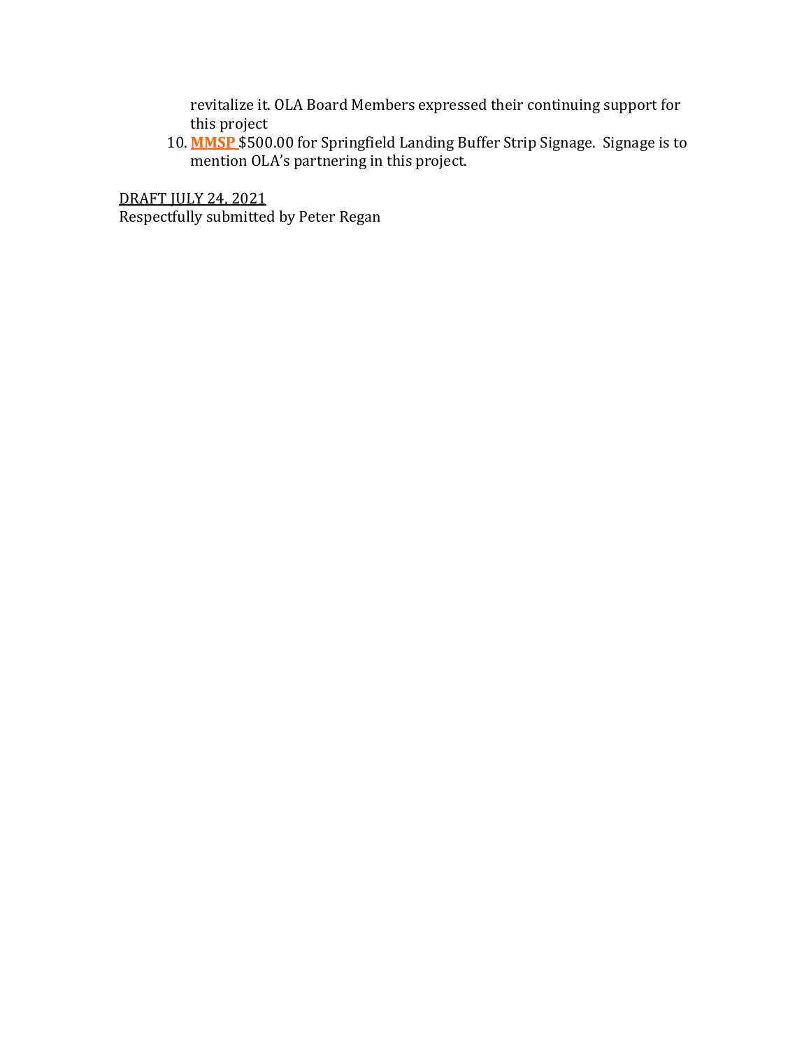revitalize it. OLA Board Members expressed their continuing support for this project

10. **MMSP** $500.00 for Springfield Landing Buffer Strip Signage.  Signage is to mention OLA's partnering in this project.

DRAFT JULY 24, 2021
Respectfully submitted by Peter Regan